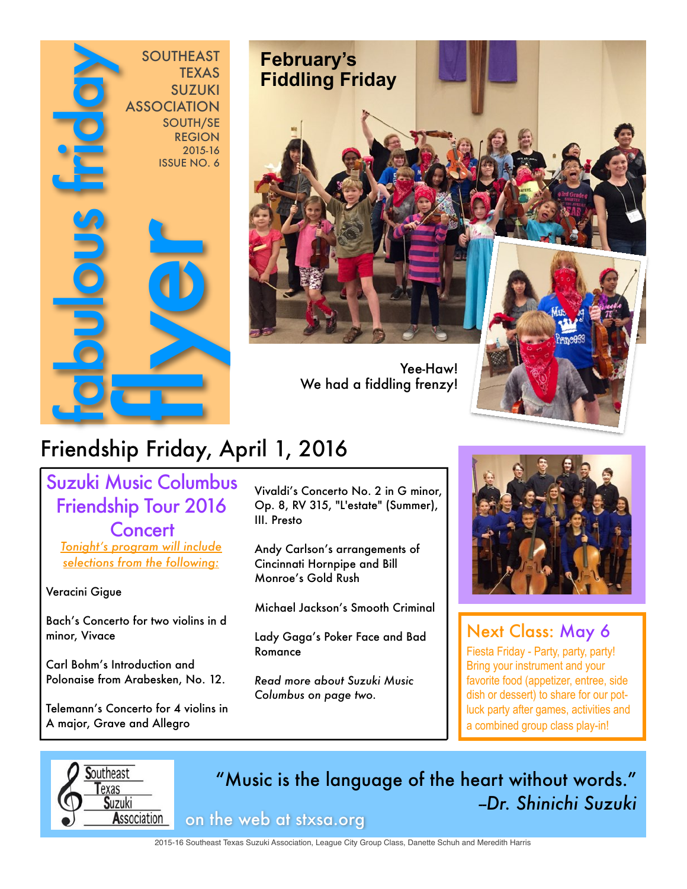# fabulous friday flyer

SOUTHEAST TEXAS SUZUKI ASSOCIATION
SOUTH/SE REGION
2015-16
ISSUE NO. 6

## February's Fiddling Friday

Yee-Haw!
We had a fiddling frenzy!

## Friendship Friday, April 1, 2016

### Suzuki Music Columbus Friendship Tour 2016 Concert

*Tonight's program will include selections from the following:*

Veracini Gigue

Bach's Concerto for two violins in d minor, Vivace

Carl Bohm's Introduction and Polonaise from Arabesken, No. 12.

Telemann's Concerto for 4 violins in A major, Grave and Allegro

Vivaldi's Concerto No. 2 in G minor, Op. 8, RV 315, "L'estate" (Summer), III. Presto

Andy Carlson's arrangements of Cincinnati Hornpipe and Bill Monroe's Gold Rush

Michael Jackson's Smooth Criminal

Lady Gaga's Poker Face and Bad Romance

*Read more about Suzuki Music Columbus on page two.*

### Next Class: May 6

Fiesta Friday - Party, party, party! Bring your instrument and your favorite food (appetizer, entree, side dish or dessert) to share for our pot-luck party after games, activities and a combined group class play-in!

"Music is the language of the heart without words."
*–Dr. Shinichi Suzuki*

Southeast Texas Suzuki Association

on the web at stxsa.org

2015-16 Southeast Texas Suzuki Association, League City Group Class, Danette Schuh and Meredith Harris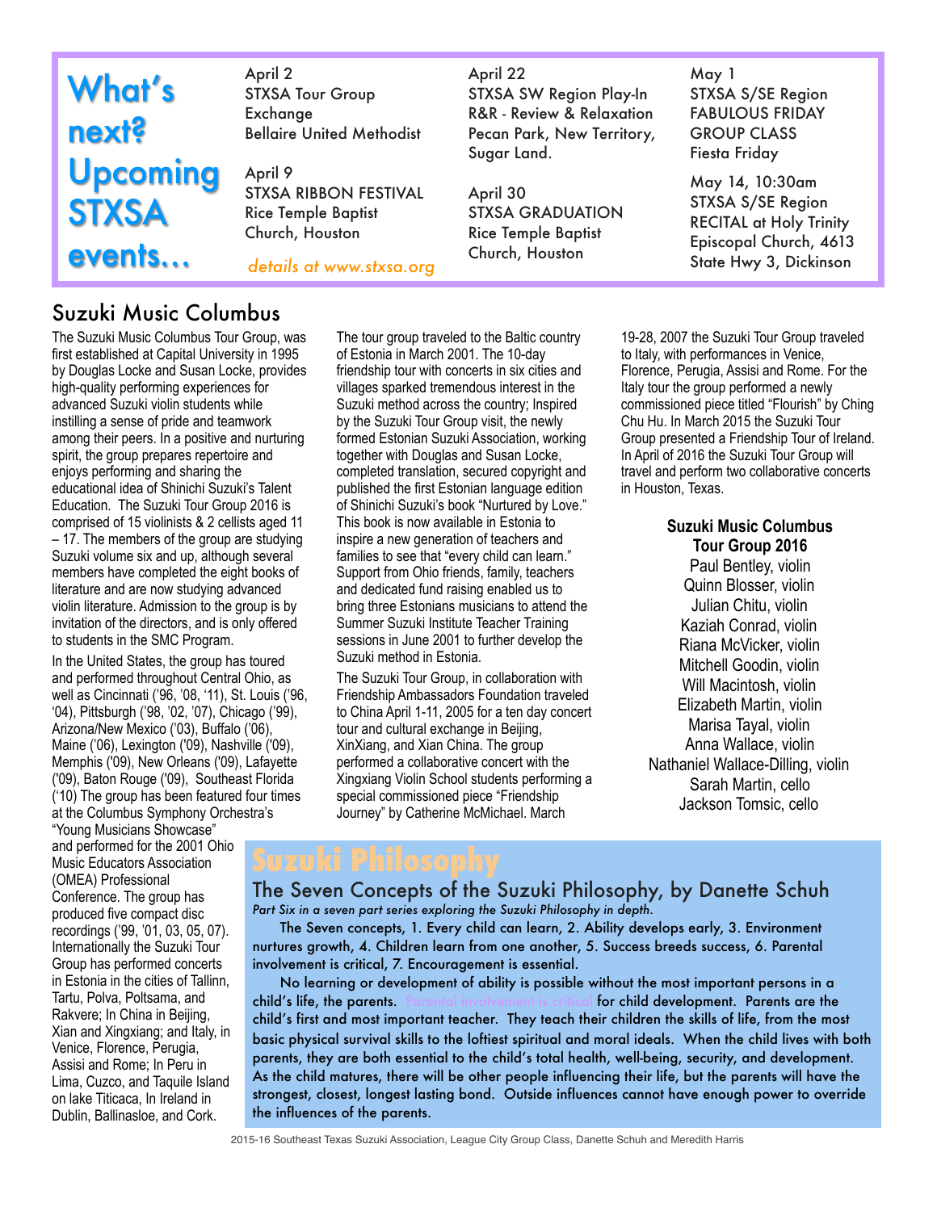## What's next? Upcoming STXSA events…

April 2
STXSA Tour Group Exchange
Bellaire United Methodist

April 9
STXSA RIBBON FESTIVAL
Rice Temple Baptist Church, Houston

*details at www.stxsa.org*

April 22
STXSA SW Region Play-In
R&R - Review & Relaxation
Pecan Park, New Territory, Sugar Land.

April 30
STXSA GRADUATION
Rice Temple Baptist Church, Houston

May 1
STXSA S/SE Region
FABULOUS FRIDAY GROUP CLASS
Fiesta Friday

May 14, 10:30am
STXSA S/SE Region
RECITAL at Holy Trinity Episcopal Church, 4613 State Hwy 3, Dickinson

## Suzuki Music Columbus

The Suzuki Music Columbus Tour Group, was first established at Capital University in 1995 by Douglas Locke and Susan Locke, provides high-quality performing experiences for advanced Suzuki violin students while instilling a sense of pride and teamwork among their peers. In a positive and nurturing spirit, the group prepares repertoire and enjoys performing and sharing the educational idea of Shinichi Suzuki's Talent Education. The Suzuki Tour Group 2016 is comprised of 15 violinists & 2 cellists aged 11 – 17. The members of the group are studying Suzuki volume six and up, although several members have completed the eight books of literature and are now studying advanced violin literature. Admission to the group is by invitation of the directors, and is only offered to students in the SMC Program.

In the United States, the group has toured and performed throughout Central Ohio, as well as Cincinnati ('96, '08, '11), St. Louis ('96, '04), Pittsburgh ('98, '02, '07), Chicago ('99), Arizona/New Mexico ('03), Buffalo ('06), Maine ('06), Lexington ('09), Nashville ('09), Memphis ('09), New Orleans ('09), Lafayette ('09), Baton Rouge ('09), Southeast Florida ('10) The group has been featured four times at the Columbus Symphony Orchestra's "Young Musicians Showcase" and performed for the 2001 Ohio Music Educators Association (OMEA) Professional Conference. The group has produced five compact disc recordings ('99, '01, 03, 05, 07). Internationally the Suzuki Tour Group has performed concerts in Estonia in the cities of Tallinn, Tartu, Polva, Poltsama, and Rakvere; In China in Beijing, Xian and Xingxiang; and Italy, in Venice, Florence, Perugia, Assisi and Rome; In Peru in Lima, Cuzco, and Taquile Island on lake Titicaca, In Ireland in Dublin, Ballinasloe, and Cork.

The tour group traveled to the Baltic country of Estonia in March 2001. The 10-day friendship tour with concerts in six cities and villages sparked tremendous interest in the Suzuki method across the country; Inspired by the Suzuki Tour Group visit, the newly formed Estonian Suzuki Association, working together with Douglas and Susan Locke, completed translation, secured copyright and published the first Estonian language edition of Shinichi Suzuki's book "Nurtured by Love." This book is now available in Estonia to inspire a new generation of teachers and families to see that "every child can learn." Support from Ohio friends, family, teachers and dedicated fund raising enabled us to bring three Estonians musicians to attend the Summer Suzuki Institute Teacher Training sessions in June 2001 to further develop the Suzuki method in Estonia.

The Suzuki Tour Group, in collaboration with Friendship Ambassadors Foundation traveled to China April 1-11, 2005 for a ten day concert tour and cultural exchange in Beijing, XinXiang, and Xian China. The group performed a collaborative concert with the Xingxiang Violin School students performing a special commissioned piece "Friendship Journey" by Catherine McMichael. March 19-28, 2007 the Suzuki Tour Group traveled to Italy, with performances in Venice, Florence, Perugia, Assisi and Rome. For the Italy tour the group performed a newly commissioned piece titled "Flourish" by Ching Chu Hu. In March 2015 the Suzuki Tour Group presented a Friendship Tour of Ireland. In April of 2016 the Suzuki Tour Group will travel and perform two collaborative concerts in Houston, Texas.

**Suzuki Music Columbus Tour Group 2016**

Paul Bentley, violin
Quinn Blosser, violin
Julian Chitu, violin
Kaziah Conrad, violin
Riana McVicker, violin
Mitchell Goodin, violin
Will Macintosh, violin
Elizabeth Martin, violin
Marisa Tayal, violin
Anna Wallace, violin
Nathaniel Wallace-Dilling, violin
Sarah Martin, cello
Jackson Tomsic, cello

## Suzuki Philosophy

### The Seven Concepts of the Suzuki Philosophy, by Danette Schuh

*Part Six in a seven part series exploring the Suzuki Philosophy in depth.*

The Seven concepts, 1. Every child can learn, 2. Ability develops early, 3. Environment nurtures growth, 4. Children learn from one another, 5. Success breeds success, 6. Parental involvement is critical, 7. Encouragement is essential.

No learning or development of ability is possible without the most important persons in a child's life, the parents. Parental involvement is critical for child development. Parents are the child's first and most important teacher. They teach their children the skills of life, from the most basic physical survival skills to the loftiest spiritual and moral ideals. When the child lives with both parents, they are both essential to the child's total health, well-being, security, and development. As the child matures, there will be other people influencing their life, but the parents will have the strongest, closest, longest lasting bond. Outside influences cannot have enough power to override the influences of the parents.